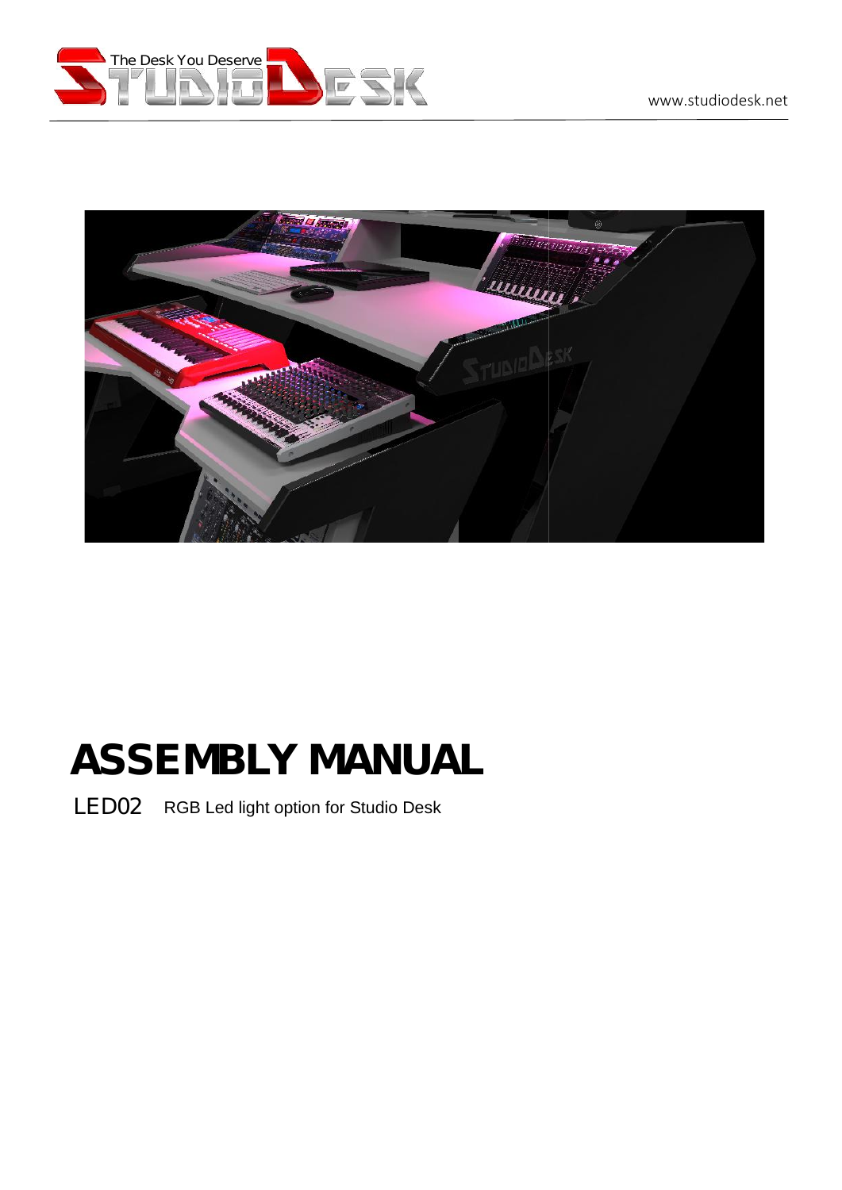The Desk You Deserve

www.studiodesk.net

# ASSEMBLY MANUAL

LED02 RGB Led light option for Studio Desk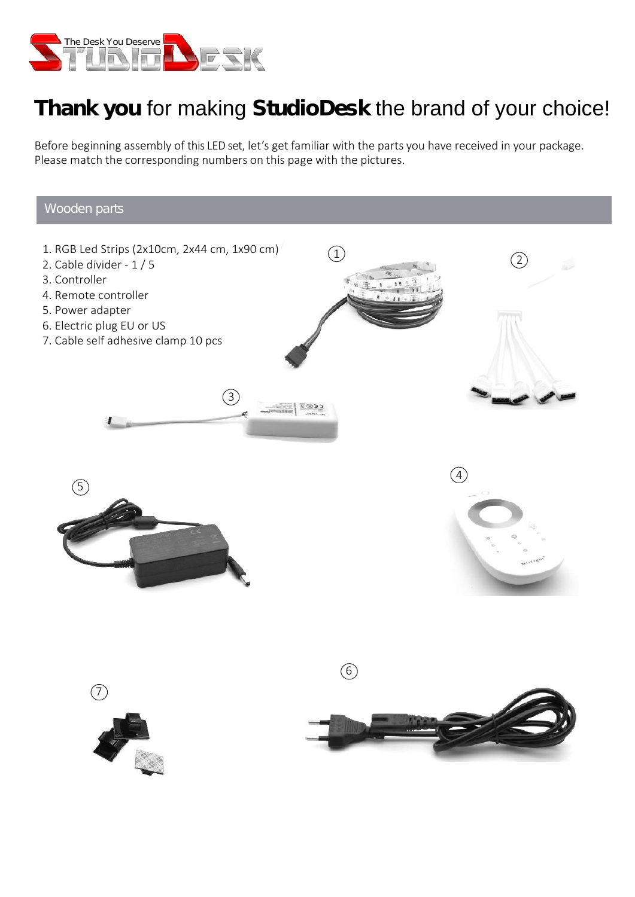# **Thank you** for making **StudioDesk** the brand of your choice!

Before beginning assembly of this LED set, let's get familiar with the parts you have received in your package. Please match the corresponding numbers on this page with the pictures.

## Wooden parts

1. RGB Led Strips (2x10cm, 2x44 cm, 1x90 cm)
2. Cable divider - 1 / 5
3. Controller
4. Remote controller
5. Power adapter
6. Electric plug EU or US
7. Cable self adhesive clamp 10 pcs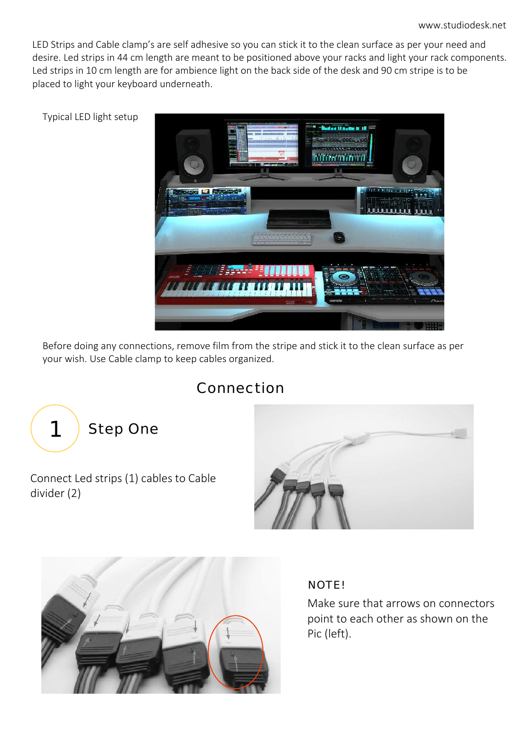LED Strips and Cable clamp's are self adhesive so you can stick it to the clean surface as per your need and desire. Led strips in 44 cm length are meant to be positioned above your racks and light your rack components. Led strips in 10 cm length are for ambience light on the back side of the desk and 90 cm stripe is to be placed to light your keyboard underneath.

Typical LED light setup

Before doing any connections, remove film from the stripe and stick it to the clean surface as per your wish. Use Cable clamp to keep cables organized.

## Connection

### 1 Step One

Connect Led strips (1) cables to Cable divider (2)

NOTE!

Make sure that arrows on connectors point to each other as shown on the Pic (left).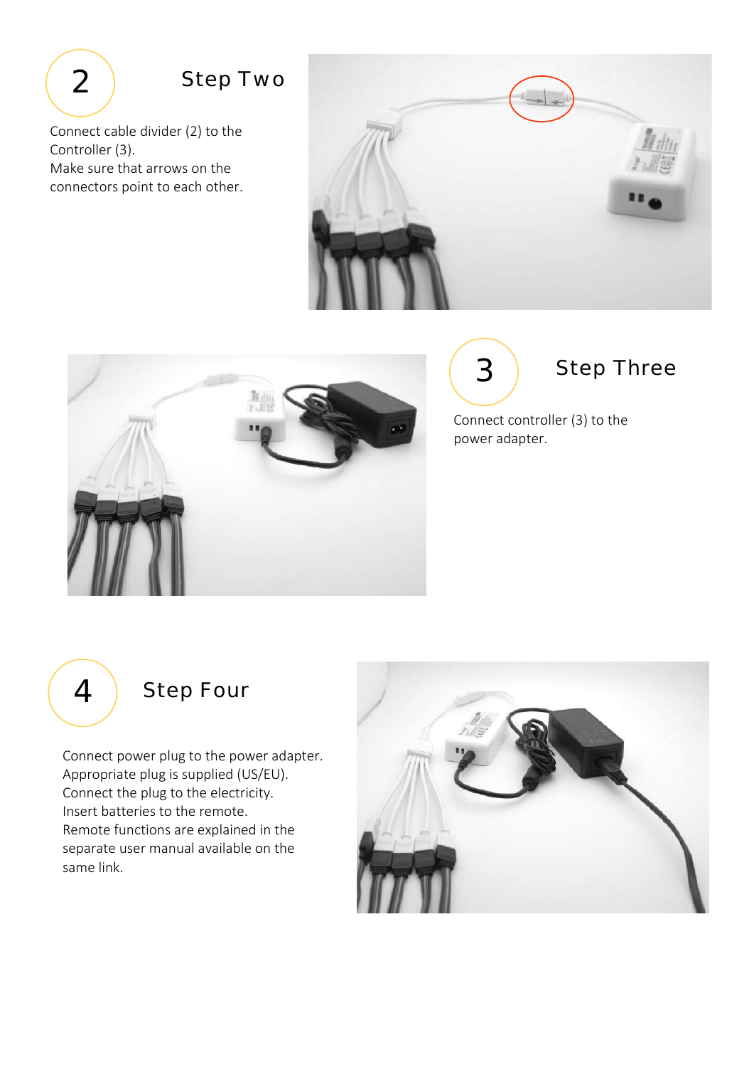## 2 Step Two

Connect cable divider (2) to the Controller (3).
Make sure that arrows on the connectors point to each other.

## 3 Step Three

Connect controller (3) to the power adapter.

## 4 Step Four

Connect power plug to the power adapter.
Appropriate plug is supplied (US/EU).
Connect the plug to the electricity.
Insert batteries to the remote.
Remote functions are explained in the separate user manual available on the same link.